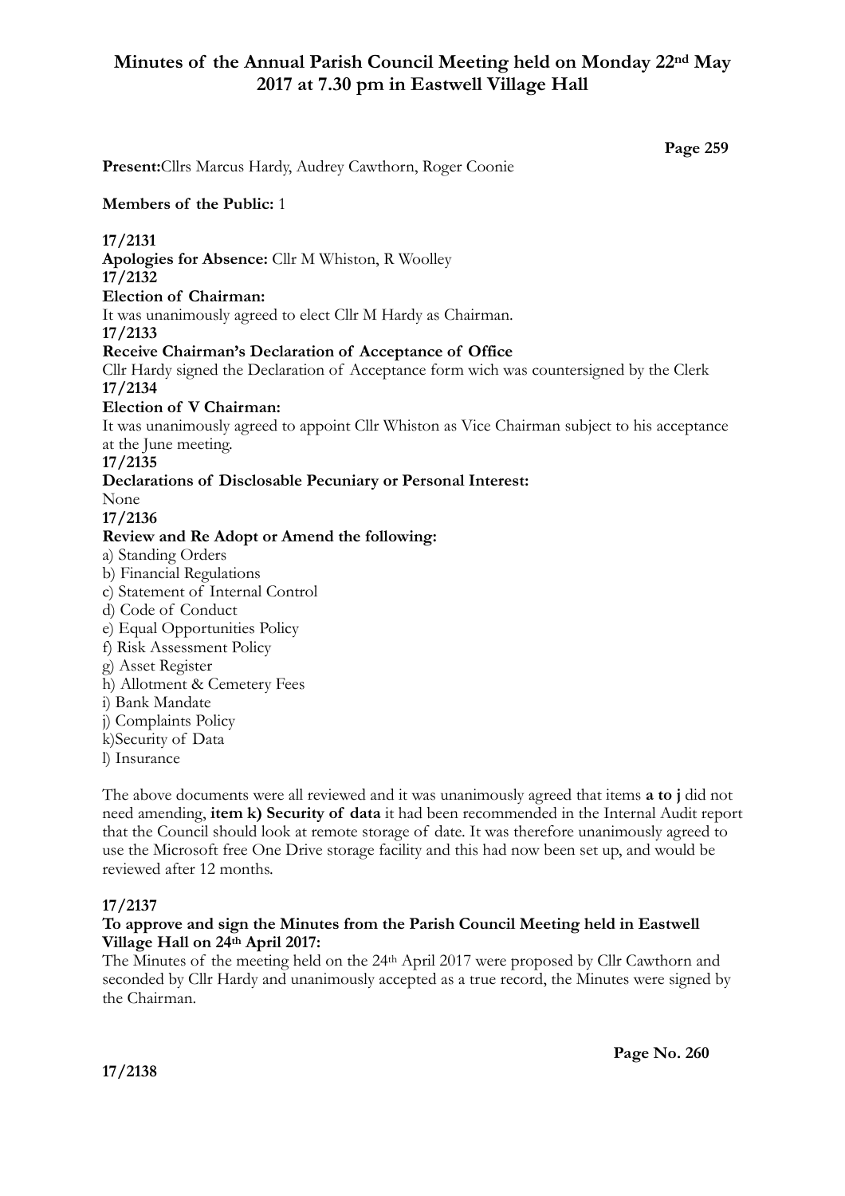# Minutes of the Annual Parish Council Meeting held on Monday 22nd May 2017 at 7.30 pm in Eastwell Village Hall

**Present:** Cllrs Marcus Hardy, Audrey Cawthorn, Roger Coonie

**Members of the Public:** 1

**17/2131**
**Apologies for Absence:** Cllr M Whiston, R Woolley

**17/2132**
**Election of Chairman:**
It was unanimously agreed to elect Cllr M Hardy as Chairman.

**17/2133**
**Receive Chairman's Declaration of Acceptance of Office**
Cllr Hardy signed the Declaration of Acceptance form wich was countersigned by the Clerk

**17/2134**
**Election of V Chairman:**
It was unanimously agreed to appoint Cllr Whiston as Vice Chairman subject to his acceptance at the June meeting.

**17/2135**
**Declarations of Disclosable Pecuniary or Personal Interest:**
None

**17/2136**
**Review and Re Adopt or Amend the following:**
a) Standing Orders
b) Financial Regulations
c) Statement of Internal Control
d) Code of Conduct
e) Equal Opportunities Policy
f) Risk Assessment Policy
g) Asset Register
h) Allotment & Cemetery Fees
i) Bank Mandate
j) Complaints Policy
k)Security of Data
l) Insurance

The above documents were all reviewed and it was unanimously agreed that items **a to j** did not need amending, **item k) Security of data** it had been recommended in the Internal Audit report that the Council should look at remote storage of date. It was therefore unanimously agreed to use the Microsoft free One Drive storage facility and this had now been set up, and would be reviewed after 12 months.

**17/2137**
**To approve and sign the Minutes from the Parish Council Meeting held in Eastwell Village Hall on 24th April 2017:**
The Minutes of the meeting held on the 24th April 2017 were proposed by Cllr Cawthorn and seconded by Cllr Hardy and unanimously accepted as a true record, the Minutes were signed by the Chairman.

**17/2138**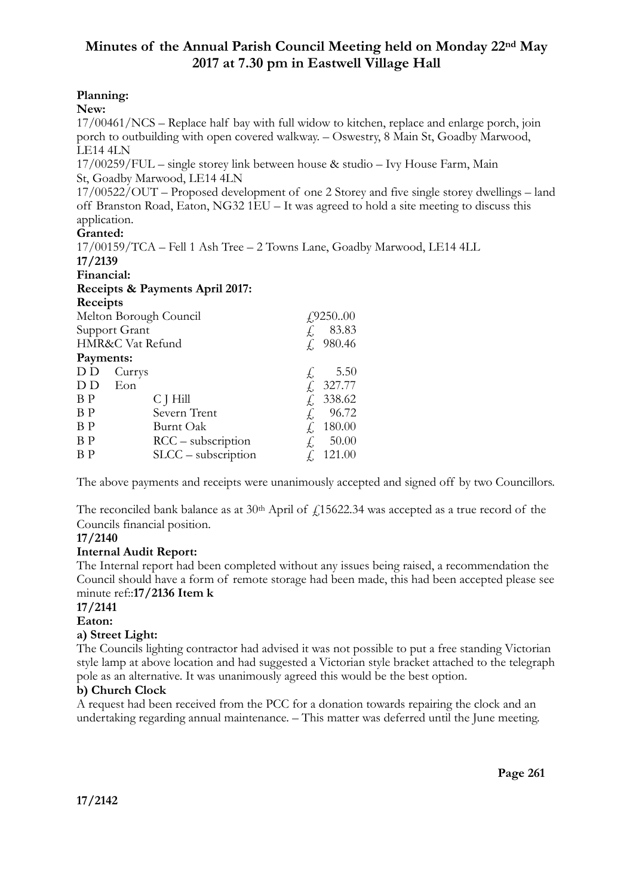# Minutes of the Annual Parish Council Meeting held on Monday 22nd May 2017 at 7.30 pm in Eastwell Village Hall

**Planning:**

**New:**

17/00461/NCS – Replace half bay with full widow to kitchen, replace and enlarge porch, join porch to outbuilding with open covered walkway. – Oswestry, 8 Main St, Goadby Marwood, LE14 4LN

17/00259/FUL – single storey link between house & studio – Ivy House Farm, Main St, Goadby Marwood, LE14 4LN

17/00522/OUT – Proposed development of one 2 Storey and five single storey dwellings – land off Branston Road, Eaton, NG32 1EU – It was agreed to hold a site meeting to discuss this application.

**Granted:**

17/00159/TCA – Fell 1 Ash Tree – 2 Towns Lane, Goadby Marwood, LE14 4LL

**17/2139**

**Financial:**

**Receipts & Payments April 2017:**

**Receipts**

| | |
|---|---|
| Melton Borough Council | £9250..00 |
| Support Grant | £ 83.83 |
| HMR&C Vat Refund | £ 980.46 |

**Payments:**

| | | |
|---|---|---|
| D D | Currys | £ 5.50 |
| D D | Eon | £ 327.77 |
| B P | C J Hill | £ 338.62 |
| B P | Severn Trent | £ 96.72 |
| B P | Burnt Oak | £ 180.00 |
| B P | RCC – subscription | £ 50.00 |
| B P | SLCC – subscription | £ 121.00 |

The above payments and receipts were unanimously accepted and signed off by two Councillors.

The reconciled bank balance as at 30th April of £15622.34 was accepted as a true record of the Councils financial position.

**17/2140**

**Internal Audit Report:**

The Internal report had been completed without any issues being raised, a recommendation the Council should have a form of remote storage had been made, this had been accepted please see minute ref::**17/2136 Item k**

**17/2141**

**Eaton:**

**a) Street Light:**

The Councils lighting contractor had advised it was not possible to put a free standing Victorian style lamp at above location and had suggested a Victorian style bracket attached to the telegraph pole as an alternative. It was unanimously agreed this would be the best option.

**b) Church Clock**

A request had been received from the PCC for a donation towards repairing the clock and an undertaking regarding annual maintenance. – This matter was deferred until the June meeting.

**17/2142**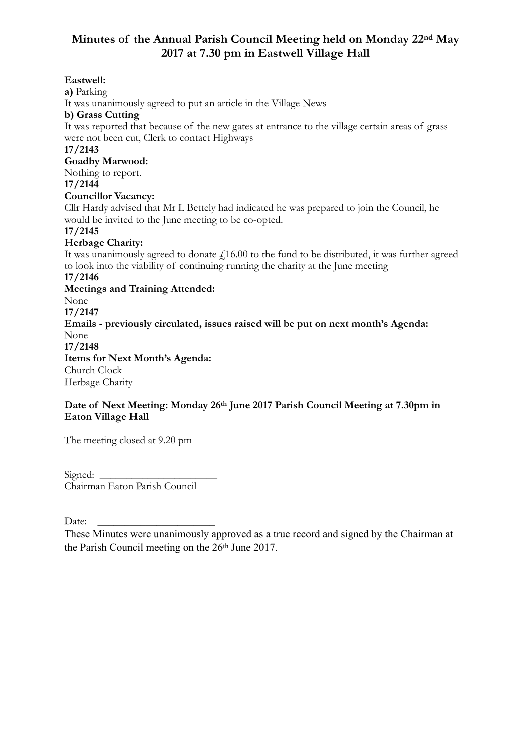# Minutes of the Annual Parish Council Meeting held on Monday 22nd May 2017 at 7.30 pm in Eastwell Village Hall

**Eastwell:**

**a)** Parking

It was unanimously agreed to put an article in the Village News

**b) Grass Cutting**

It was reported that because of the new gates at entrance to the village certain areas of grass were not been cut, Clerk to contact Highways

**17/2143**

**Goadby Marwood:**

Nothing to report.

**17/2144**

**Councillor Vacancy:**

Cllr Hardy advised that Mr L Bettely had indicated he was prepared to join the Council, he would be invited to the June meeting to be co-opted.

**17/2145**

**Herbage Charity:**

It was unanimously agreed to donate £16.00 to the fund to be distributed, it was further agreed to look into the viability of continuing running the charity at the June meeting

**17/2146**

**Meetings and Training Attended:**

None

**17/2147**

**Emails - previously circulated, issues raised will be put on next month's Agenda:**

None

**17/2148**

**Items for Next Month's Agenda:**

Church Clock

Herbage Charity

**Date of Next Meeting: Monday 26th June 2017 Parish Council Meeting at 7.30pm in Eaton Village Hall**

The meeting closed at 9.20 pm

Signed: ______________________

Chairman Eaton Parish Council

Date: ______________________

These Minutes were unanimously approved as a true record and signed by the Chairman at the Parish Council meeting on the 26th June 2017.